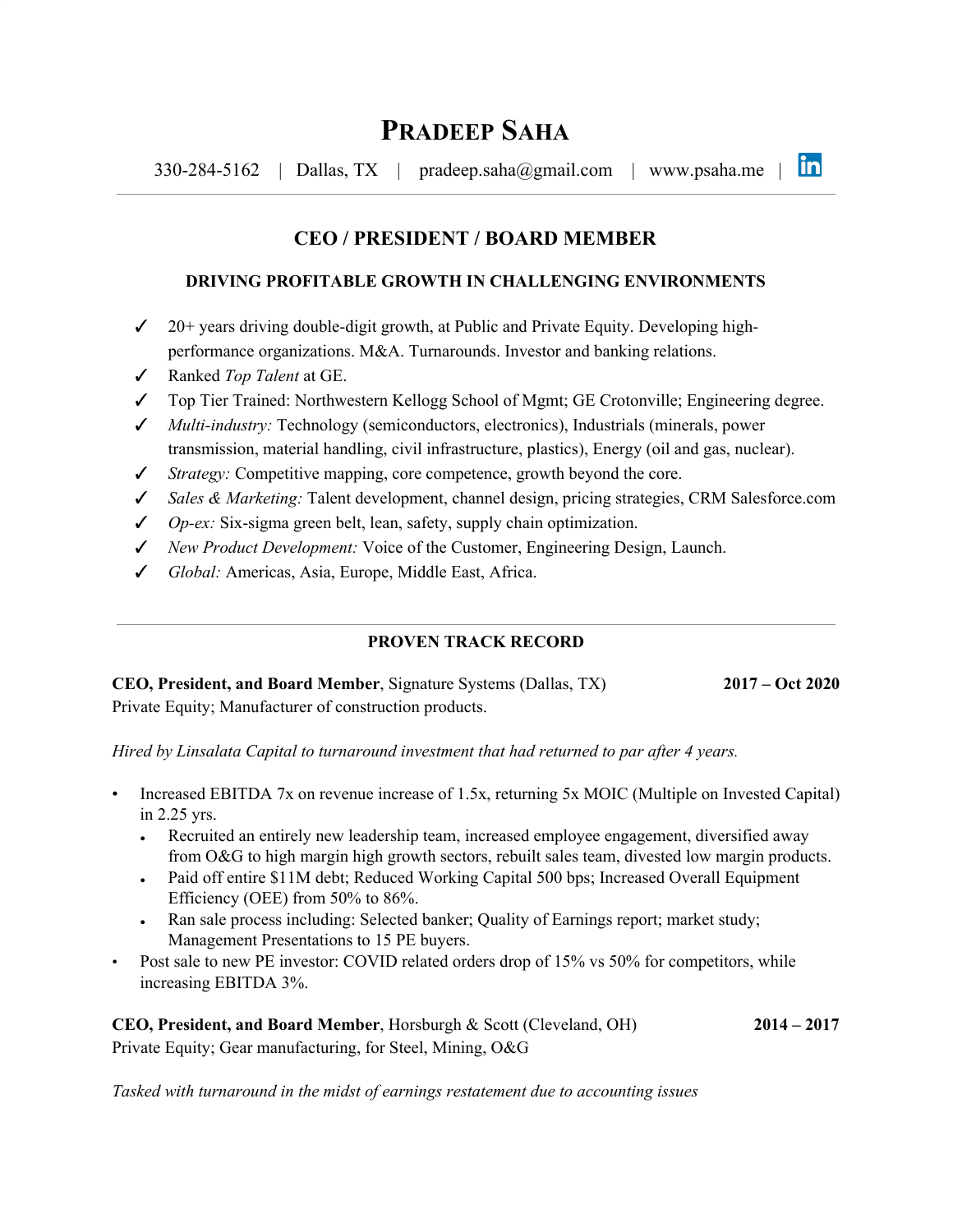# Pradeep Saha

330-284-5162 | Dallas, TX | pradeep.saha@gmail.com | www.psaha.me |

---

## CEO / PRESIDENT / BOARD MEMBER

### DRIVING PROFITABLE GROWTH IN CHALLENGING ENVIRONMENTS

- ✓ 20+ years driving double-digit growth, at Public and Private Equity. Developing high-performance organizations. M&A. Turnarounds. Investor and banking relations.
- ✓ Ranked *Top Talent* at GE.
- ✓ Top Tier Trained: Northwestern Kellogg School of Mgmt; GE Crotonville; Engineering degree.
- ✓ *Multi-industry:* Technology (semiconductors, electronics), Industrials (minerals, power transmission, material handling, civil infrastructure, plastics), Energy (oil and gas, nuclear).
- ✓ *Strategy:* Competitive mapping, core competence, growth beyond the core.
- ✓ *Sales & Marketing:* Talent development, channel design, pricing strategies, CRM Salesforce.com
- ✓ *Op-ex:* Six-sigma green belt, lean, safety, supply chain optimization.
- ✓ *New Product Development:* Voice of the Customer, Engineering Design, Launch.
- ✓ *Global:* Americas, Asia, Europe, Middle East, Africa.

---

## PROVEN TRACK RECORD

**CEO, President, and Board Member**, Signature Systems (Dallas, TX) **2017 – Oct 2020**
Private Equity; Manufacturer of construction products.

*Hired by Linsalata Capital to turnaround investment that had returned to par after 4 years.*

- Increased EBITDA 7x on revenue increase of 1.5x, returning 5x MOIC (Multiple on Invested Capital) in 2.25 yrs.
  - Recruited an entirely new leadership team, increased employee engagement, diversified away from O&G to high margin high growth sectors, rebuilt sales team, divested low margin products.
  - Paid off entire $11M debt; Reduced Working Capital 500 bps; Increased Overall Equipment Efficiency (OEE) from 50% to 86%.
  - Ran sale process including: Selected banker; Quality of Earnings report; market study; Management Presentations to 15 PE buyers.
- Post sale to new PE investor: COVID related orders drop of 15% vs 50% for competitors, while increasing EBITDA 3%.

**CEO, President, and Board Member**, Horsburgh & Scott (Cleveland, OH) **2014 – 2017**
Private Equity; Gear manufacturing, for Steel, Mining, O&G

*Tasked with turnaround in the midst of earnings restatement due to accounting issues*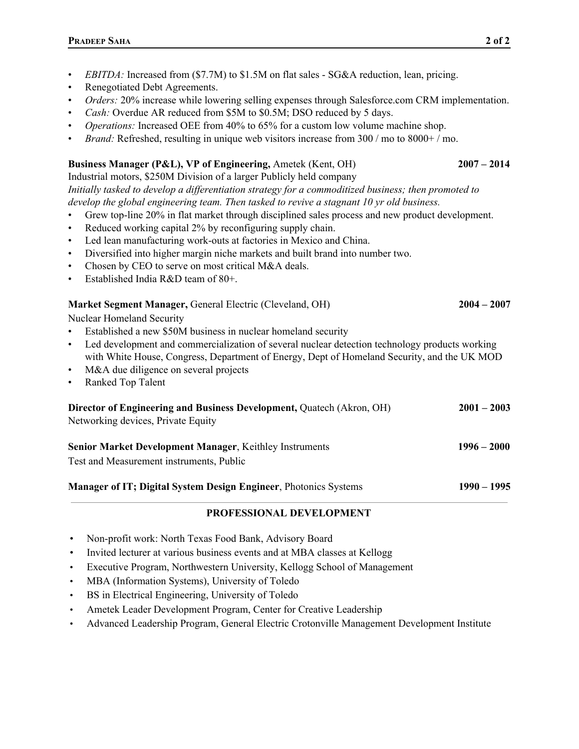- *EBITDA:* Increased from ($7.7M) to $1.5M on flat sales - SG&A reduction, lean, pricing.
- Renegotiated Debt Agreements.
- *Orders:* 20% increase while lowering selling expenses through Salesforce.com CRM implementation.
- *Cash:* Overdue AR reduced from $5M to $0.5M; DSO reduced by 5 days.
- *Operations:* Increased OEE from 40% to 65% for a custom low volume machine shop.
- *Brand:* Refreshed, resulting in unique web visitors increase from 300 / mo to 8000+ / mo.

**Business Manager (P&L), VP of Engineering,** Ametek (Kent, OH) **2007 – 2014**
Industrial motors, $250M Division of a larger Publicly held company
*Initially tasked to develop a differentiation strategy for a commoditized business; then promoted to develop the global engineering team. Then tasked to revive a stagnant 10 yr old business.*

- Grew top-line 20% in flat market through disciplined sales process and new product development.
- Reduced working capital 2% by reconfiguring supply chain.
- Led lean manufacturing work-outs at factories in Mexico and China.
- Diversified into higher margin niche markets and built brand into number two.
- Chosen by CEO to serve on most critical M&A deals.
- Established India R&D team of 80+.

**Market Segment Manager,** General Electric (Cleveland, OH) **2004 – 2007**
Nuclear Homeland Security

- Established a new $50M business in nuclear homeland security
- Led development and commercialization of several nuclear detection technology products working with White House, Congress, Department of Energy, Dept of Homeland Security, and the UK MOD
- M&A due diligence on several projects
- Ranked Top Talent

**Director of Engineering and Business Development,** Quatech (Akron, OH) **2001 – 2003**
Networking devices, Private Equity

**Senior Market Development Manager**, Keithley Instruments **1996 – 2000**
Test and Measurement instruments, Public

**Manager of IT; Digital System Design Engineer**, Photonics Systems **1990 – 1995**

## PROFESSIONAL DEVELOPMENT

- Non-profit work: North Texas Food Bank, Advisory Board
- Invited lecturer at various business events and at MBA classes at Kellogg
- Executive Program, Northwestern University, Kellogg School of Management
- MBA (Information Systems), University of Toledo
- BS in Electrical Engineering, University of Toledo
- Ametek Leader Development Program, Center for Creative Leadership
- Advanced Leadership Program, General Electric Crotonville Management Development Institute